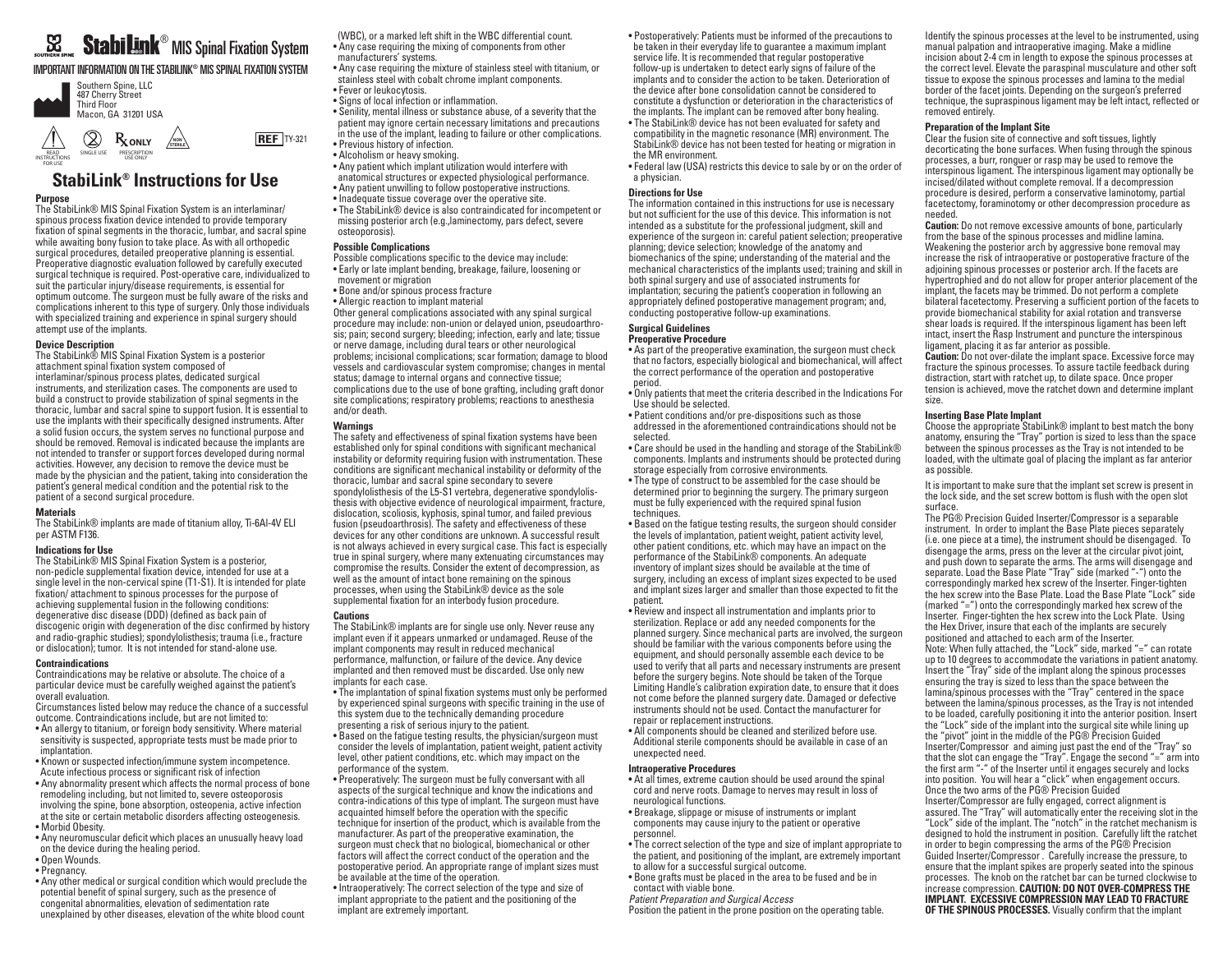# StabiLink® MIS Spinal Fixation System

IMPORTANT INFORMATION ON THE STABILINK® MIS SPINAL FIXATION SYSTEM

Southern Spine, LLC
487 Cherry Street
Third Floor
Macon, GA 31201 USA

READ INSTRUCTIONS FOR USE | SINGLE USE | Rx ONLY PRESCRIPTION USE ONLY | NON STERILE | REF TY-321

## StabiLink® Instructions for Use

### Purpose

The StabiLink® MIS Spinal Fixation System is an interlaminar/ spinous process fixation device intended to provide temporary fixation of spinal segments in the thoracic, lumbar, and sacral spine while awaiting bony fusion to take place. As with all orthopedic surgical procedures, detailed preoperative planning is essential. Preoperative diagnostic evaluation followed by carefully executed surgical technique is required. Post-operative care, individualized to suit the particular injury/disease requirements, is essential for optimum outcome. The surgeon must be fully aware of the risks and complications inherent to this type of surgery. Only those individuals with specialized training and experience in spinal surgery should attempt use of the implants.

### Device Description

The StabiLink® MIS Spinal Fixation System is a posterior attachment spinal fixation system composed of interlaminar/spinous process plates, dedicated surgical instruments, and sterilization cases. The components are used to build a construct to provide stabilization of spinal segments in the thoracic, lumbar and sacral spine to support fusion. It is essential to use the implants with their specifically designed instruments. After a solid fusion occurs, the system serves no functional purpose and should be removed. Removal is indicated because the implants are not intended to transfer or support forces developed during normal activities. However, any decision to remove the device must be made by the physician and the patient, taking into consideration the patient's general medical condition and the potential risk to the patient of a second surgical procedure.

### Materials

The StabiLink® implants are made of titanium alloy, Ti-6Al-4V ELI per ASTM F136.

### Indications for Use

The StabiLink® MIS Spinal Fixation System is a posterior, non-pedicle supplemental fixation device, intended for use at a single level in the non-cervical spine (T1-S1). It is intended for plate fixation/ attachment to spinous processes for the purpose of achieving supplemental fusion in the following conditions: degenerative disc disease (DDD) (defined as back pain of discogenic origin with degeneration of the disc confirmed by history and radio-graphic studies); spondylolisthesis; trauma (i.e., fracture or dislocation); tumor. It is not intended for stand-alone use.

### Contraindications

Contraindications may be relative or absolute. The choice of a particular device must be carefully weighed against the patient's overall evaluation.

Circumstances listed below may reduce the chance of a successful outcome. Contraindications include, but are not limited to:

- An allergy to titanium, or foreign body sensitivity. Where material sensitivity is suspected, appropriate tests must be made prior to implantation.
- Known or suspected infection/immune system incompetence. Acute infection process or significant risk of infection
- Any abnormality present which affects the normal process of bone remodeling including, but not limited to, severe osteoporosis involving the spine, bone absorption, osteopenia, active infection at the site or certain metabolic disorders affecting osteogenesis.
- Morbid Obesity.
- Any neuromuscular deficit which places an unusually heavy load on the device during the healing period.
- Open Wounds.
- Pregnancy.
- Any other medical or surgical condition which would preclude the potential benefit of spinal surgery, such as the presence of congenital abnormalities, elevation of sedimentation rate unexplained by other diseases, elevation of the white blood count (WBC), or a marked left shift in the WBC differential count.
- Any case requiring the mixing of components from other manufacturers' systems.
- Any case requiring the mixture of stainless steel with titanium, or stainless steel with cobalt chrome implant components.
- Fever or leukocytosis.
- Signs of local infection or inflammation.
- Senility, mental illness or substance abuse, of a severity that the patient may ignore certain necessary limitations and precautions in the use of the implant, leading to failure or other complications.
- Previous history of infection.
- Alcoholism or heavy smoking.
- Any patient which implant utilization would interfere with anatomical structures or expected physiological performance.
- Any patient unwilling to follow postoperative instructions.
- Inadequate tissue coverage over the operative site.
- The StabiLink® device is also contraindicated for incompetent or missing posterior arch (e.g.,laminectomy, pars defect, severe osteoporosis).

### Possible Complications

Possible complications specific to the device may include:

- Early or late implant bending, breakage, failure, loosening or movement or migration
- Bone and/or spinous process fracture
- Allergic reaction to implant material

Other general complications associated with any spinal surgical procedure may include: non-union or delayed union, pseudoarthrosis; pain; second surgery; bleeding; infection, early and late; tissue or nerve damage, including dural tears or other neurological problems; incisional complications; scar formation; damage to blood vessels and cardiovascular system compromise; changes in mental status; damage to internal organs and connective tissue; complications due to the use of bone grafting, including graft donor site complications; respiratory problems; reactions to anesthesia and/or death.

### Warnings

The safety and effectiveness of spinal fixation systems have been established only for spinal conditions with significant mechanical instability or deformity requiring fusion with instrumentation. These conditions are significant mechanical instability or deformity of the thoracic, lumbar and sacral spine secondary to severe spondylolisthesis of the L5-S1 vertebra, degenerative spondylolisthesis with objective evidence of neurological impairment, fracture, dislocation, scoliosis, kyphosis, spinal tumor, and failed previous fusion (pseudoarthrosis). The safety and effectiveness of these devices for any other conditions are unknown. A successful result is not always achieved in every surgical case. This fact is especially true in spinal surgery, where many extenuating circumstances may compromise the results. Consider the extent of decompression, as well as the amount of intact bone remaining on the spinous processes, when using the StabiLink® device as the sole supplemental fixation for an interbody fusion procedure.

### Cautions

The StabiLink® implants are for single use only. Never reuse any implant even if it appears unmarked or undamaged. Reuse of the implant components may result in reduced mechanical performance, malfunction, or failure of the device. Any device implanted and then removed must be discarded. Use only new implants for each case.

- The implantation of spinal fixation systems must only be performed by experienced spinal surgeons with specific training in the use of this system due to the technically demanding procedure presenting a risk of serious injury to the patient.
- Based on the fatigue testing results, the physician/surgeon should consider the levels of implantation, patient weight, patient activity level, other patient conditions, etc. which may have an impact on the performance of the system.
- Preoperatively: The surgeon must be fully conversant with all aspects of the surgical technique and know the indications and contra-indications of this type of implant. The surgeon must have acquainted himself before the operation with the specific technique for insertion of the product, which is available from the manufacturer. As part of the preoperative examination, the surgeon must check that no biological, biomechanical or other factors will affect the correct conduct of the operation and the postoperative period. An appropriate range of implant sizes must be available at the time of the operation.
- Intraoperatively: The correct selection of the type and size of implant appropriate to the patient and the positioning of the implant are extremely important.
- Postoperatively: Patients must be informed of the precautions to be taken in their everyday life to guarantee a maximum implant service life. It is recommended that regular postoperative follow-up is undertaken to detect early signs of failure of the implants and to consider the action to be taken. Deterioration of the device after bone consolidation cannot be considered to constitute a dysfunction or deterioration in the characteristics of the implants. The implant can be removed after bony healing.
- The StabiLink® device has not been evaluated for safety and compatibility in the magnetic resonance (MR) environment. The StabiLink® device has not been tested for heating or migration in the MR environment.
- Federal law (USA) restricts this device to sale by or on the order of a physician.

### Directions for Use

The information contained in this instructions for use is necessary but not sufficient for the use of this device. This information is not intended as a substitute for the professional judgment, skill and experience of the surgeon in: careful patient selection; preoperative planning; device selection; knowledge of the anatomy and biomechanics of the spine; understanding of the material and the mechanical characteristics of the implants used; training and skill in both spinal surgery and use of associated instruments for implantation; securing the patient's cooperation in following an appropriately defined postoperative management program; and, conducting postoperative follow-up examinations.

### Surgical Guidelines

#### Preoperative Procedure

- As part of the preoperative examination, the surgeon must check that no factors, especially biological and biomechanical, will affect the correct performance of the operation and postoperative period.
- Only patients that meet the criteria described in the Indications For Use should be selected.
- Patient conditions and/or pre-dispositions such as those addressed in the aforementioned contraindications should not be selected.
- Care should be used in the handling and storage of the StabiLink® components. Implants and instruments should be protected during storage especially from corrosive environments.
- The type of construct to be assembled for the case should be determined prior to beginning the surgery. The primary surgeon must be fully experienced with the required spinal fusion techniques.
- Based on the fatigue testing results, the surgeon should consider the levels of implantation, patient weight, patient activity level, other patient conditions, etc. which may have an impact on the performance of the StabiLink® components. An adequate inventory of implant sizes should be available at the time of surgery, including an excess of implant sizes expected to be used and implant sizes larger and smaller than those expected to fit the patient.
- Review and inspect all instrumentation and implants prior to sterilization. Replace or add any needed components for the planned surgery. Since mechanical parts are involved, the surgeon should be familiar with the various components before using the equipment, and should personally assemble each device to be used to verify that all parts and necessary instruments are present before the surgery begins. Note should be taken of the Torque Limiting Handle's calibration expiration date, to ensure that it does not come before the planned surgery date. Damaged or defective instruments should not be used. Contact the manufacturer for repair or replacement instructions.
- All components should be cleaned and sterilized before use. Additional sterile components should be available in case of an unexpected need.

#### Intraoperative Procedures

- At all times, extreme caution should be used around the spinal cord and nerve roots. Damage to nerves may result in loss of neurological functions.
- Breakage, slippage or misuse of instruments or implant components may cause injury to the patient or operative personnel.
- The correct selection of the type and size of implant appropriate to the patient, and positioning of the implant, are extremely important to allow for a successful surgical outcome.
- Bone grafts must be placed in the area to be fused and be in contact with viable bone.

*Patient Preparation and Surgical Access*

Position the patient in the prone position on the operating table. Identify the spinous processes at the level to be instrumented, using manual palpation and intraoperative imaging. Make a midline incision about 2-4 cm in length to expose the spinous processes at the correct level. Elevate the paraspinal musculature and other soft tissue to expose the spinous processes and lamina to the medial border of the facet joints. Depending on the surgeon's preferred technique, the supraspinous ligament may be left intact, reflected or removed entirely.

#### Preparation of the Implant Site

Clear the fusion site of connective and soft tissues, lightly decorticating the bone surfaces. When fusing through the spinous processes, a burr, rongeur or rasp may be used to remove the interspinous ligament. The interspinous ligament may optionally be incised/dilated without complete removal. If a decompression procedure is desired, perform a conservative laminotomy, partial facetectomy, foraminotomy or other decompression procedure as needed.

**Caution:** Do not remove excessive amounts of bone, particularly from the base of the spinous processes and midline lamina. Weakening the posterior arch by aggressive bone removal may increase the risk of intraoperative or postoperative fracture of the adjoining spinous processes or posterior arch. If the facets are hypertrophied and do not allow for proper anterior placement of the implant, the facets may be trimmed. Do not perform a complete bilateral facetectomy. Preserving a sufficient portion of the facets to provide biomechanical stability for axial rotation and transverse shear loads is required. If the interspinous ligament has been left intact, insert the Rasp Instrument and puncture the interspinous ligament, placing it as far anterior as possible.

**Caution:** Do not over-dilate the implant space. Excessive force may fracture the spinous processes. To assure tactile feedback during distraction, start with ratchet up, to dilate space. Once proper tension is achieved, move the ratchet down and determine implant size.

#### Inserting Base Plate Implant

Choose the appropriate StabiLink® implant to best match the bony anatomy, ensuring the "Tray" portion is sized to less than the space between the spinous processes as the Tray is not intended to be loaded, with the ultimate goal of placing the implant as far anterior as possible.

It is important to make sure that the implant set screw is present in the lock side, and the set screw bottom is flush with the open slot surface.

The PG® Precision Guided Inserter/Compressor is a separable instrument. In order to implant the Base Plate pieces separately (i.e. one piece at a time), the instrument should be disengaged. To disengage the arms, press on the lever at the circular pivot joint, and push down to separate the arms. The arms will disengage and separate. Load the Base Plate "Tray" side (marked "-") onto the correspondingly marked hex screw of the Inserter. Finger-tighten the hex screw into the Base Plate. Load the Base Plate "Lock" side (marked "=") onto the correspondingly marked hex screw of the Inserter. Finger-tighten the hex screw into the Lock Plate. Using the Hex Driver, insure that each of the implants are securely positioned and attached to each arm of the Inserter.

Note: When fully attached, the "Lock" side, marked "=" can rotate up to 10 degrees to accommodate the variations in patient anatomy. Insert the "Tray" side of the implant along the spinous processes ensuring the tray is sized to less than the space between the lamina/spinous processes with the "Tray" centered in the space between the lamina/spinous processes, as the Tray is not intended to be loaded, carefully positioning it into the anterior position. Insert the "Lock" side of the implant into the surgical site while lining up the "pivot" joint in the middle of the PG® Precision Guided Inserter/Compressor and aiming just past the end of the "Tray" so that the slot can engage the "Tray". Engage the second "=" arm into the first arm "-" of the Inserter until it engages securely and locks into position. You will hear a "click" when engagement occurs. Once the two arms of the PG® Precision Guided Inserter/Compressor are fully engaged, correct alignment is assured. The "Tray" will automatically enter the receiving slot in the "Lock" side of the implant. The "notch" in the ratchet mechanism is designed to hold the instrument in position. Carefully lift the ratchet in order to begin compressing the arms of the PG® Precision Guided Inserter/Compressor . Carefully increase the pressure, to ensure that the implant spikes are properly seated into the spinous processes. The knob on the ratchet bar can be turned clockwise to increase compression. **CAUTION: DO NOT OVER-COMPRESS THE IMPLANT. EXCESSIVE COMPRESSION MAY LEAD TO FRACTURE OF THE SPINOUS PROCESSES.** Visually confirm that the implant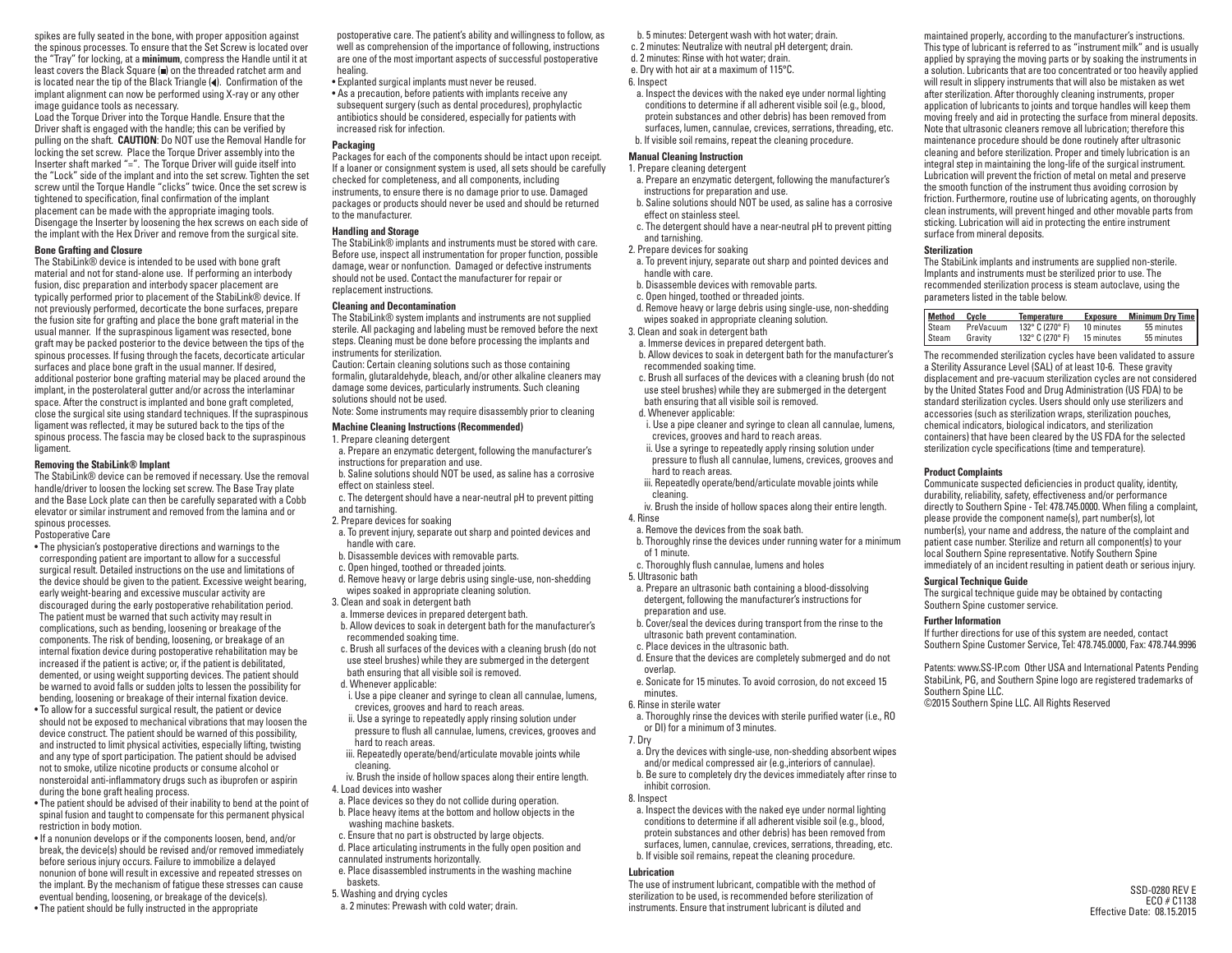spikes are fully seated in the bone, with proper apposition against the spinous processes. To ensure that the Set Screw is located over the "Tray" for locking, at a **minimum**, compress the Handle until it at least covers the Black Square (■) on the threaded ratchet arm and is located near the tip of the Black Triangle (◀). Confirmation of the implant alignment can now be performed using X-ray or any other image guidance tools as necessary.

Load the Torque Driver into the Torque Handle. Ensure that the Driver shaft is engaged with the handle; this can be verified by pulling on the shaft. **CAUTION**: Do NOT use the Removal Handle for locking the set screw. Place the Torque Driver assembly into the Inserter shaft marked "=". The Torque Driver will guide itself into the "Lock" side of the implant and into the set screw. Tighten the set screw until the Torque Handle "clicks" twice. Once the set screw is tightened to specification, final confirmation of the implant placement can be made with the appropriate imaging tools. Disengage the Inserter by loosening the hex screws on each side of the implant with the Hex Driver and remove from the surgical site.

**Bone Grafting and Closure**

The StabiLink® device is intended to be used with bone graft material and not for stand-alone use. If performing an interbody fusion, disc preparation and interbody spacer placement are typically performed prior to placement of the StabiLink® device. If not previously performed, decorticate the bone surfaces, prepare the fusion site for grafting and place the bone graft material in the usual manner. If the supraspinous ligament was resected, bone graft may be packed posterior to the device between the tips of the spinous processes. If fusing through the facets, decorticate articular surfaces and place bone graft in the usual manner. If desired, additional posterior bone grafting material may be placed around the implant, in the posterolateral gutter and/or across the interlaminar space. After the construct is implanted and bone graft completed, close the surgical site using standard techniques. If the supraspinous ligament was reflected, it may be sutured back to the tips of the spinous process. The fascia may be closed back to the supraspinous ligament.

**Removing the StabiLink® Implant**

The StabiLink® device can be removed if necessary. Use the removal handle/driver to loosen the locking set screw. The Base Tray plate and the Base Lock plate can then be carefully separated with a Cobb elevator or similar instrument and removed from the lamina and or spinous processes.

Postoperative Care

- The physician's postoperative directions and warnings to the corresponding patient are important to allow for a successful surgical result. Detailed instructions on the use and limitations of the device should be given to the patient. Excessive weight bearing, early weight-bearing and excessive muscular activity are discouraged during the early postoperative rehabilitation period. The patient must be warned that such activity may result in complications, such as bending, loosening or breakage of the components. The risk of bending, loosening, or breakage of an internal fixation device during postoperative rehabilitation may be increased if the patient is active; or, if the patient is debilitated, demented, or using weight supporting devices. The patient should be warned to avoid falls or sudden jolts to lessen the possibility for bending, loosening or breakage of their internal fixation device.
- To allow for a successful surgical result, the patient or device should not be exposed to mechanical vibrations that may loosen the device construct. The patient should be warned of this possibility, and instructed to limit physical activities, especially lifting, twisting and any type of sport participation. The patient should be advised not to smoke, utilize nicotine products or consume alcohol or nonsteroidal anti-inflammatory drugs such as ibuprofen or aspirin during the bone graft healing process.
- The patient should be advised of their inability to bend at the point of spinal fusion and taught to compensate for this permanent physical restriction in body motion.
- If a nonunion develops or if the components loosen, bend, and/or break, the device(s) should be revised and/or removed immediately before serious injury occurs. Failure to immobilize a delayed nonunion of bone will result in excessive and repeated stresses on the implant. By the mechanism of fatigue these stresses can cause eventual bending, loosening, or breakage of the device(s).
- The patient should be fully instructed in the appropriate postoperative care. The patient's ability and willingness to follow, as well as comprehension of the importance of following, instructions are one of the most important aspects of successful postoperative healing.
- Explanted surgical implants must never be reused.
- As a precaution, before patients with implants receive any subsequent surgery (such as dental procedures), prophylactic antibiotics should be considered, especially for patients with increased risk for infection.

**Packaging**

Packages for each of the components should be intact upon receipt. If a loaner or consignment system is used, all sets should be carefully checked for completeness, and all components, including instruments, to ensure there is no damage prior to use. Damaged packages or products should never be used and should be returned to the manufacturer.

**Handling and Storage**

The StabiLink® implants and instruments must be stored with care. Before use, inspect all instrumentation for proper function, possible damage, wear or nonfunction. Damaged or defective instruments should not be used. Contact the manufacturer for repair or replacement instructions.

**Cleaning and Decontamination**

The StabiLink® system implants and instruments are not supplied sterile. All packaging and labeling must be removed before the next steps. Cleaning must be done before processing the implants and instruments for sterilization.

Caution: Certain cleaning solutions such as those containing formalin, glutaraldehyde, bleach, and/or other alkaline cleaners may damage some devices, particularly instruments. Such cleaning solutions should not be used.

Note: Some instruments may require disassembly prior to cleaning

**Machine Cleaning Instructions (Recommended)**

1. Prepare cleaning detergent
   a. Prepare an enzymatic detergent, following the manufacturer's instructions for preparation and use.
   b. Saline solutions should NOT be used, as saline has a corrosive effect on stainless steel.
   c. The detergent should have a near-neutral pH to prevent pitting and tarnishing.
2. Prepare devices for soaking
   a. To prevent injury, separate out sharp and pointed devices and handle with care.
   b. Disassemble devices with removable parts.
   c. Open hinged, toothed or threaded joints.
   d. Remove heavy or large debris using single-use, non-shedding wipes soaked in appropriate cleaning solution.
3. Clean and soak in detergent bath
   a. Immerse devices in prepared detergent bath.
   b. Allow devices to soak in detergent bath for the manufacturer's recommended soaking time.
   c. Brush all surfaces of the devices with a cleaning brush (do not use steel brushes) while they are submerged in the detergent bath ensuring that all visible soil is removed.
   d. Whenever applicable:
      i. Use a pipe cleaner and syringe to clean all cannulae, lumens, crevices, grooves and hard to reach areas.
      ii. Use a syringe to repeatedly apply rinsing solution under pressure to flush all cannulae, lumens, crevices, grooves and hard to reach areas.
      iii. Repeatedly operate/bend/articulate movable joints while cleaning.
      iv. Brush the inside of hollow spaces along their entire length.
4. Load devices into washer
   a. Place devices so they do not collide during operation.
   b. Place heavy items at the bottom and hollow objects in the washing machine baskets.
   c. Ensure that no part is obstructed by large objects.
   d. Place articulating instruments in the fully open position and cannulated instruments horizontally.
   e. Place disassembled instruments in the washing machine baskets.
5. Washing and drying cycles
   a. 2 minutes: Prewash with cold water; drain.
   b. 5 minutes: Detergent wash with hot water; drain.
   c. 2 minutes: Neutralize with neutral pH detergent; drain.
   d. 2 minutes: Rinse with hot water; drain.
   e. Dry with hot air at a maximum of 115°C.
6. Inspect
   a. Inspect the devices with the naked eye under normal lighting conditions to determine if all adherent visible soil (e.g., blood, protein substances and other debris) has been removed from surfaces, lumen, cannulae, crevices, serrations, threading, etc.
   b. If visible soil remains, repeat the cleaning procedure.

**Manual Cleaning Instruction**

1. Prepare cleaning detergent
   a. Prepare an enzymatic detergent, following the manufacturer's instructions for preparation and use.
   b. Saline solutions should NOT be used, as saline has a corrosive effect on stainless steel.
   c. The detergent should have a near-neutral pH to prevent pitting and tarnishing.
2. Prepare devices for soaking
   a. To prevent injury, separate out sharp and pointed devices and handle with care.
   b. Disassemble devices with removable parts.
   c. Open hinged, toothed or threaded joints.
   d. Remove heavy or large debris using single-use, non-shedding wipes soaked in appropriate cleaning solution.
3. Clean and soak in detergent bath
   a. Immerse devices in prepared detergent bath.
   b. Allow devices to soak in detergent bath for the manufacturer's recommended soaking time.
   c. Brush all surfaces of the devices with a cleaning brush (do not use steel brushes) while they are submerged in the detergent bath ensuring that all visible soil is removed.
   d. Whenever applicable:
      i. Use a pipe cleaner and syringe to clean all cannulae, lumens, crevices, grooves and hard to reach areas.
      ii. Use a syringe to repeatedly apply rinsing solution under pressure to flush all cannulae, lumens, crevices, grooves and hard to reach areas.
      iii. Repeatedly operate/bend/articulate movable joints while cleaning.
      iv. Brush the inside of hollow spaces along their entire length.
4. Rinse
   a. Remove the devices from the soak bath.
   b. Thoroughly rinse the devices under running water for a minimum of 1 minute.
   c. Thoroughly flush cannulae, lumens and holes
5. Ultrasonic bath
   a. Prepare an ultrasonic bath containing a blood-dissolving detergent, following the manufacturer's instructions for preparation and use.
   b. Cover/seal the devices during transport from the rinse to the ultrasonic bath prevent contamination.
   c. Place devices in the ultrasonic bath.
   d. Ensure that the devices are completely submerged and do not overlap.
   e. Sonicate for 15 minutes. To avoid corrosion, do not exceed 15 minutes.
6. Rinse in sterile water
   a. Thoroughly rinse the devices with sterile purified water (i.e., RO or DI) for a minimum of 3 minutes.
7. Dry
   a. Dry the devices with single-use, non-shedding absorbent wipes and/or medical compressed air (e.g.,interiors of cannulae).
   b. Be sure to completely dry the devices immediately after rinse to inhibit corrosion.
8. Inspect
   a. Inspect the devices with the naked eye under normal lighting conditions to determine if all adherent visible soil (e.g., blood, protein substances and other debris) has been removed from surfaces, lumen, cannulae, crevices, serrations, threading, etc.
   b. If visible soil remains, repeat the cleaning procedure.

**Lubrication**

The use of instrument lubricant, compatible with the method of sterilization to be used, is recommended before sterilization of instruments. Ensure that instrument lubricant is diluted and maintained properly, according to the manufacturer's instructions. This type of lubricant is referred to as "instrument milk" and is usually applied by spraying the moving parts or by soaking the instruments in a solution. Lubricants that are too concentrated or too heavily applied will result in slippery instruments that will also be mistaken as wet after sterilization. After thoroughly cleaning instruments, proper application of lubricants to joints and torque handles will keep them moving freely and aid in protecting the surface from mineral deposits. Note that ultrasonic cleaners remove all lubrication; therefore this maintenance procedure should be done routinely after ultrasonic cleaning and before sterilization. Proper and timely lubrication is an integral step in maintaining the long-life of the surgical instrument. Lubrication will prevent the friction of metal on metal and preserve the smooth function of the instrument thus avoiding corrosion by friction. Furthermore, routine use of lubricating agents, on thoroughly clean instruments, will prevent hinged and other movable parts from sticking. Lubrication will aid in protecting the entire instrument surface from mineral deposits.

**Sterilization**

The StabiLink implants and instruments are supplied non-sterile. Implants and instruments must be sterilized prior to use. The recommended sterilization process is steam autoclave, using the parameters listed in the table below.

| Method | Cycle | Temperature | Exposure | Minimum Dry Time |
|---|---|---|---|---|
| Steam | PreVacuum | 132° C (270° F) | 10 minutes | 55 minutes |
| Steam | Gravity | 132° C (270° F) | 15 minutes | 55 minutes |

The recommended sterilization cycles have been validated to assure a Sterility Assurance Level (SAL) of at least 10-6. These gravity displacement and pre-vacuum sterilization cycles are not considered by the United States Food and Drug Administration (US FDA) to be standard sterilization cycles. Users should only use sterilizers and accessories (such as sterilization wraps, sterilization pouches, chemical indicators, biological indicators, and sterilization containers) that have been cleared by the US FDA for the selected sterilization cycle specifications (time and temperature).

**Product Complaints**

Communicate suspected deficiencies in product quality, identity, durability, reliability, safety, effectiveness and/or performance directly to Southern Spine - Tel: 478.745.0000. When filing a complaint, please provide the component name(s), part number(s), lot number(s), your name and address, the nature of the complaint and patient case number. Sterilize and return all component(s) to your local Southern Spine representative. Notify Southern Spine immediately of an incident resulting in patient death or serious injury.

**Surgical Technique Guide**

The surgical technique guide may be obtained by contacting Southern Spine customer service.

**Further Information**

If further directions for use of this system are needed, contact Southern Spine Customer Service, Tel: 478.745.0000, Fax: 478.744.9996

Patents: www.SS-IP.com Other USA and International Patents Pending
StabiLink, PG, and Southern Spine logo are registered trademarks of Southern Spine LLC.
©2015 Southern Spine LLC. All Rights Reserved

SSD-0280 REV E
ECO # C1138
Effective Date: 08.15.2015